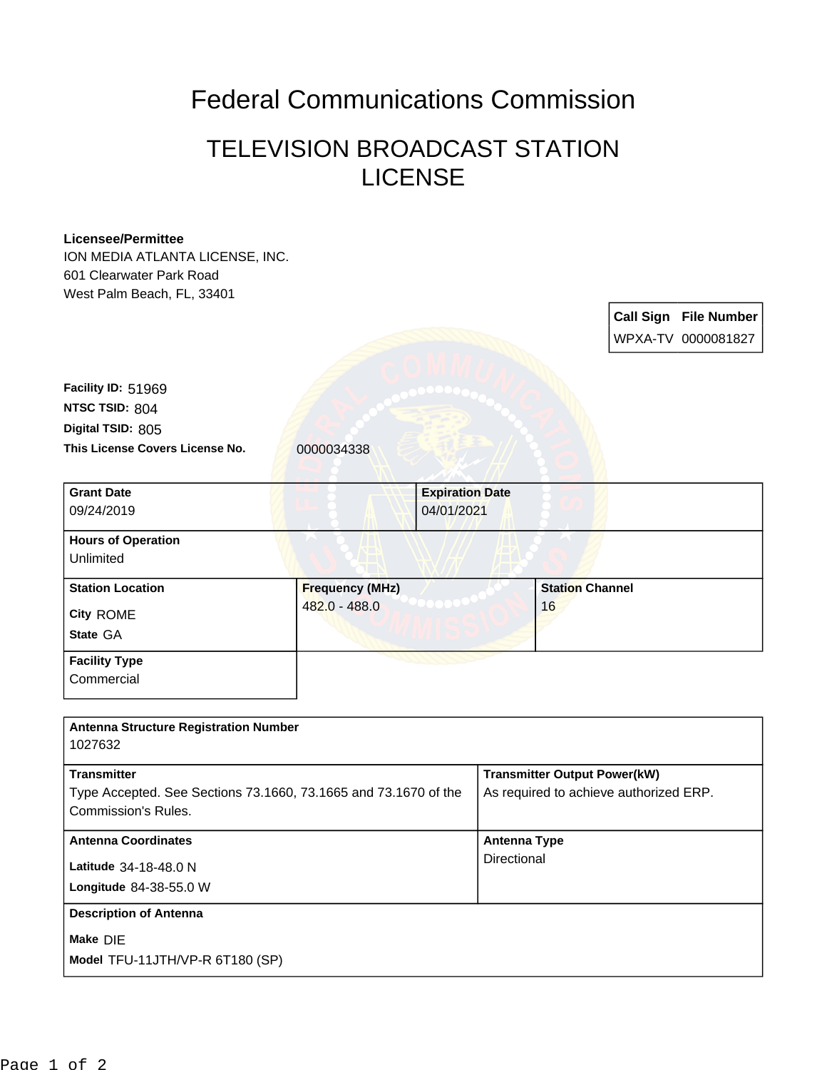# Federal Communications Commission

## TELEVISION BROADCAST STATION LICENSE

**Licensee/Permittee**
ION MEDIA ATLANTA LICENSE, INC.
601 Clearwater Park Road
West Palm Beach, FL, 33401

| Call Sign | File Number |
| --- | --- |
| WPXA-TV | 0000081827 |

**Facility ID:** 51969
**NTSC TSID:** 804
**Digital TSID:** 805
**This License Covers License No.** 0000034338

| Grant Date | Expiration Date |
| --- | --- |
| 09/24/2019 | 04/01/2021 |

**Hours of Operation**
Unlimited

| Station Location | Frequency (MHz) | Station Channel |
| --- | --- | --- |
| City ROME<br>State GA | 482.0 - 488.0 | 16 |

**Facility Type**
Commercial

**Antenna Structure Registration Number**
1027632

| Transmitter | Transmitter Output Power(kW) |
| --- | --- |
| Type Accepted. See Sections 73.1660, 73.1665 and 73.1670 of the Commission's Rules. | As required to achieve authorized ERP. |

| Antenna Coordinates | Antenna Type |
| --- | --- |
| Latitude 34-18-48.0 N<br>Longitude 84-38-55.0 W | Directional |

**Description of Antenna**
**Make** DIE
**Model** TFU-11JTH/VP-R 6T180 (SP)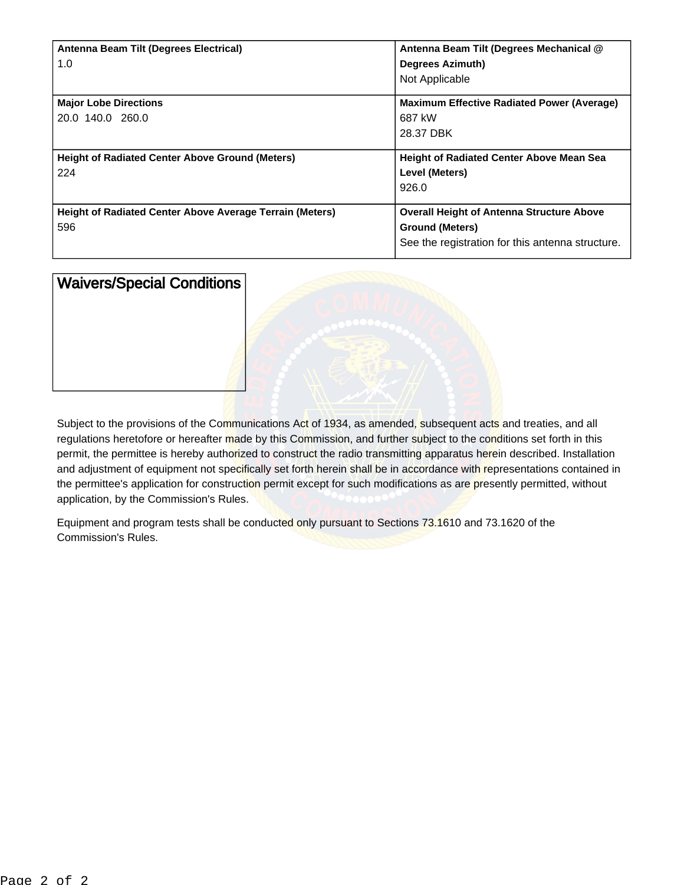| | |
|---|---|
| **Antenna Beam Tilt (Degrees Electrical)**<br>1.0 | **Antenna Beam Tilt (Degrees Mechanical @ Degrees Azimuth)**<br>Not Applicable |
| **Major Lobe Directions**<br>20.0 140.0 260.0 | **Maximum Effective Radiated Power (Average)**<br>687 kW<br>28.37 DBK |
| **Height of Radiated Center Above Ground (Meters)**<br>224 | **Height of Radiated Center Above Mean Sea Level (Meters)**<br>926.0 |
| **Height of Radiated Center Above Average Terrain (Meters)**<br>596 | **Overall Height of Antenna Structure Above Ground (Meters)**<br>See the registration for this antenna structure. |

## Waivers/Special Conditions

Subject to the provisions of the Communications Act of 1934, as amended, subsequent acts and treaties, and all regulations heretofore or hereafter made by this Commission, and further subject to the conditions set forth in this permit, the permittee is hereby authorized to construct the radio transmitting apparatus herein described. Installation and adjustment of equipment not specifically set forth herein shall be in accordance with representations contained in the permittee's application for construction permit except for such modifications as are presently permitted, without application, by the Commission's Rules.

Equipment and program tests shall be conducted only pursuant to Sections 73.1610 and 73.1620 of the Commission's Rules.